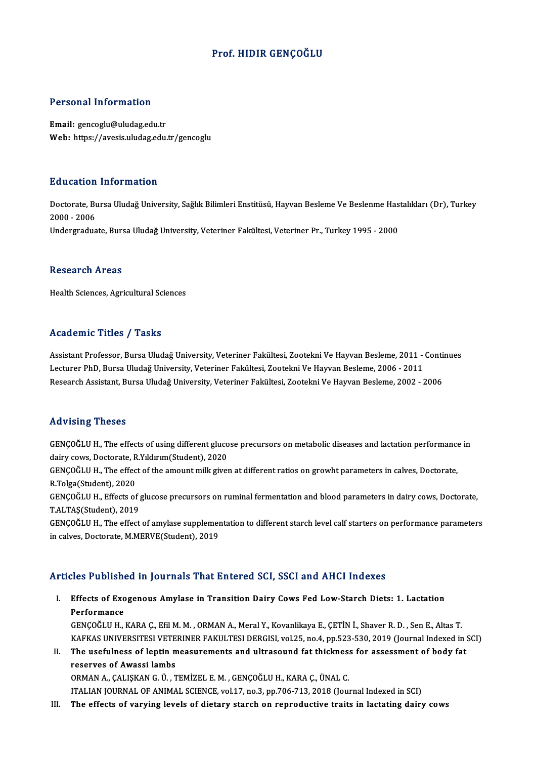# Prof. HIDIR GENÇOĞLU

## Personal Information

**Email:** gencoglu@uludag.edu.tr
**Web:** https://avesis.uludag.edu.tr/gencoglu

## Education Information

Doctorate, Bursa Uludağ University, Sağlık Bilimleri Enstitüsü, Hayvan Besleme Ve Beslenme Hastalıkları (Dr), Turkey 2000 - 2006
Undergraduate, Bursa Uludağ University, Veteriner Fakültesi, Veteriner Pr., Turkey 1995 - 2000

## Research Areas

Health Sciences, Agricultural Sciences

## Academic Titles / Tasks

Assistant Professor, Bursa Uludağ University, Veteriner Fakültesi, Zootekni Ve Hayvan Besleme, 2011 - Continues
Lecturer PhD, Bursa Uludağ University, Veteriner Fakültesi, Zootekni Ve Hayvan Besleme, 2006 - 2011
Research Assistant, Bursa Uludağ University, Veteriner Fakültesi, Zootekni Ve Hayvan Besleme, 2002 - 2006

## Advising Theses

GENÇOĞLU H., The effects of using different glucose precursors on metabolic diseases and lactation performance in dairy cows, Doctorate, R.Yıldırım(Student), 2020
GENÇOĞLU H., The effect of the amount milk given at different ratios on growht parameters in calves, Doctorate, R.Tolga(Student), 2020
GENÇOĞLU H., Effects of glucose precursors on ruminal fermentation and blood parameters in dairy cows, Doctorate, T.ALTAŞ(Student), 2019
GENÇOĞLU H., The effect of amylase supplementation to different starch level calf starters on performance parameters in calves, Doctorate, M.MERVE(Student), 2019

## Articles Published in Journals That Entered SCI, SSCI and AHCI Indexes

I. **Effects of Exogenous Amylase in Transition Dairy Cows Fed Low-Starch Diets: 1. Lactation Performance**
GENÇOĞLU H., KARA Ç., Efil M. M. , ORMAN A., Meral Y., Kovanlikaya E., ÇETİN İ., Shaver R. D. , Sen E., Altas T.
KAFKAS UNIVERSITESI VETERINER FAKULTESI DERGISI, vol.25, no.4, pp.523-530, 2019 (Journal Indexed in SCI)

II. **The usefulness of leptin measurements and ultrasound fat thickness for assessment of body fat reserves of Awassi lambs**
ORMAN A., ÇALIŞKAN G. Ü. , TEMİZEL E. M. , GENÇOĞLU H., KARA Ç., ÜNAL C.
ITALIAN JOURNAL OF ANIMAL SCIENCE, vol.17, no.3, pp.706-713, 2018 (Journal Indexed in SCI)

III. **The effects of varying levels of dietary starch on reproductive traits in lactating dairy cows**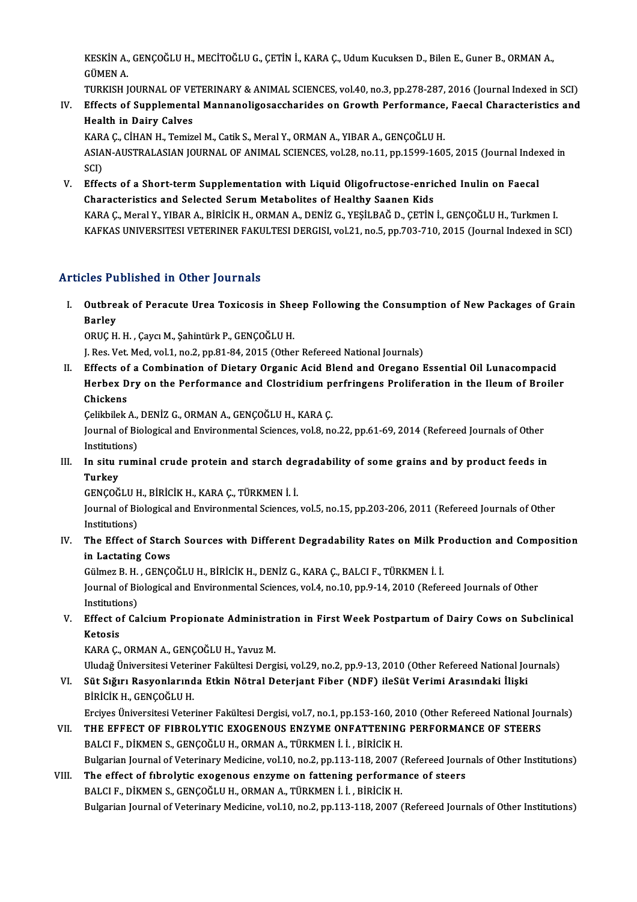KESKİN A., GENÇOĞLU H., MECİTOĞLU G., ÇETİN İ., KARA Ç., Udum Kucuksen D., Bilen E., Guner B., ORMAN A., GÜMEN A.
TURKISH JOURNAL OF VETERINARY & ANIMAL SCIENCES, vol.40, no.3, pp.278-287, 2016 (Journal Indexed in SCI)

IV. **Effects of Supplemental Mannanoligosaccharides on Growth Performance, Faecal Characteristics and Health in Dairy Calves**
KARA Ç., CİHAN H., Temizel M., Catik S., Meral Y., ORMAN A., YIBAR A., GENÇOĞLU H.
ASIAN-AUSTRALASIAN JOURNAL OF ANIMAL SCIENCES, vol.28, no.11, pp.1599-1605, 2015 (Journal Indexed in SCI)

V. **Effects of a Short-term Supplementation with Liquid Oligofructose-enriched Inulin on Faecal Characteristics and Selected Serum Metabolites of Healthy Saanen Kids**
KARA Ç., Meral Y., YIBAR A., BİRİCİK H., ORMAN A., DENİZ G., YEŞİLBAĞ D., ÇETİN İ., GENÇOĞLU H., Turkmen I.
KAFKAS UNIVERSITESI VETERINER FAKULTESI DERGISI, vol.21, no.5, pp.703-710, 2015 (Journal Indexed in SCI)

## Articles Published in Other Journals

I. **Outbreak of Peracute Urea Toxicosis in Sheep Following the Consumption of New Packages of Grain Barley**
ORUÇ H. H. , Çaycı M., Şahintürk P., GENÇOĞLU H.
J. Res. Vet. Med, vol.1, no.2, pp.81-84, 2015 (Other Refereed National Journals)

II. **Effects of a Combination of Dietary Organic Acid Blend and Oregano Essential Oil Lunacompacid Herbex Dry on the Performance and Clostridium perfringens Proliferation in the Ileum of Broiler Chickens**
Çelikbilek A., DENİZ G., ORMAN A., GENÇOĞLU H., KARA Ç.
Journal of Biological and Environmental Sciences, vol.8, no.22, pp.61-69, 2014 (Refereed Journals of Other Institutions)

III. **In situ ruminal crude protein and starch degradability of some grains and by product feeds in Turkey**
GENÇOĞLU H., BİRİCİK H., KARA Ç., TÜRKMEN İ. İ.
Journal of Biological and Environmental Sciences, vol.5, no.15, pp.203-206, 2011 (Refereed Journals of Other Institutions)

IV. **The Effect of Starch Sources with Different Degradability Rates on Milk Production and Composition in Lactating Cows**
Gülmez B. H. , GENÇOĞLU H., BİRİCİK H., DENİZ G., KARA Ç., BALCI F., TÜRKMEN İ. İ.
Journal of Biological and Environmental Sciences, vol.4, no.10, pp.9-14, 2010 (Refereed Journals of Other Institutions)

V. **Effect of Calcium Propionate Administration in First Week Postpartum of Dairy Cows on Subclinical Ketosis**
KARA Ç., ORMAN A., GENÇOĞLU H., Yavuz M.
Uludağ Üniversitesi Veteriner Fakültesi Dergisi, vol.29, no.2, pp.9-13, 2010 (Other Refereed National Journals)

VI. **Süt Sığırı Rasyonlarında Etkin Nötral Deterjant Fiber (NDF) ileSüt Verimi Arasındaki İlişki**
BİRİCİK H., GENÇOĞLU H.
Erciyes Üniversitesi Veteriner Fakültesi Dergisi, vol.7, no.1, pp.153-160, 2010 (Other Refereed National Journals)

VII. **THE EFFECT OF FIBROLYTIC EXOGENOUS ENZYME ONFATTENING PERFORMANCE OF STEERS**
BALCI F., DİKMEN S., GENÇOĞLU H., ORMAN A., TÜRKMEN İ. İ. , BİRİCİK H.
Bulgarian Journal of Veterinary Medicine, vol.10, no.2, pp.113-118, 2007 (Refereed Journals of Other Institutions)

VIII. **The effect of fıbrolytic exogenous enzyme on fattening performance of steers**
BALCI F., DİKMEN S., GENÇOĞLU H., ORMAN A., TÜRKMEN İ. İ. , BİRİCİK H.
Bulgarian Journal of Veterinary Medicine, vol.10, no.2, pp.113-118, 2007 (Refereed Journals of Other Institutions)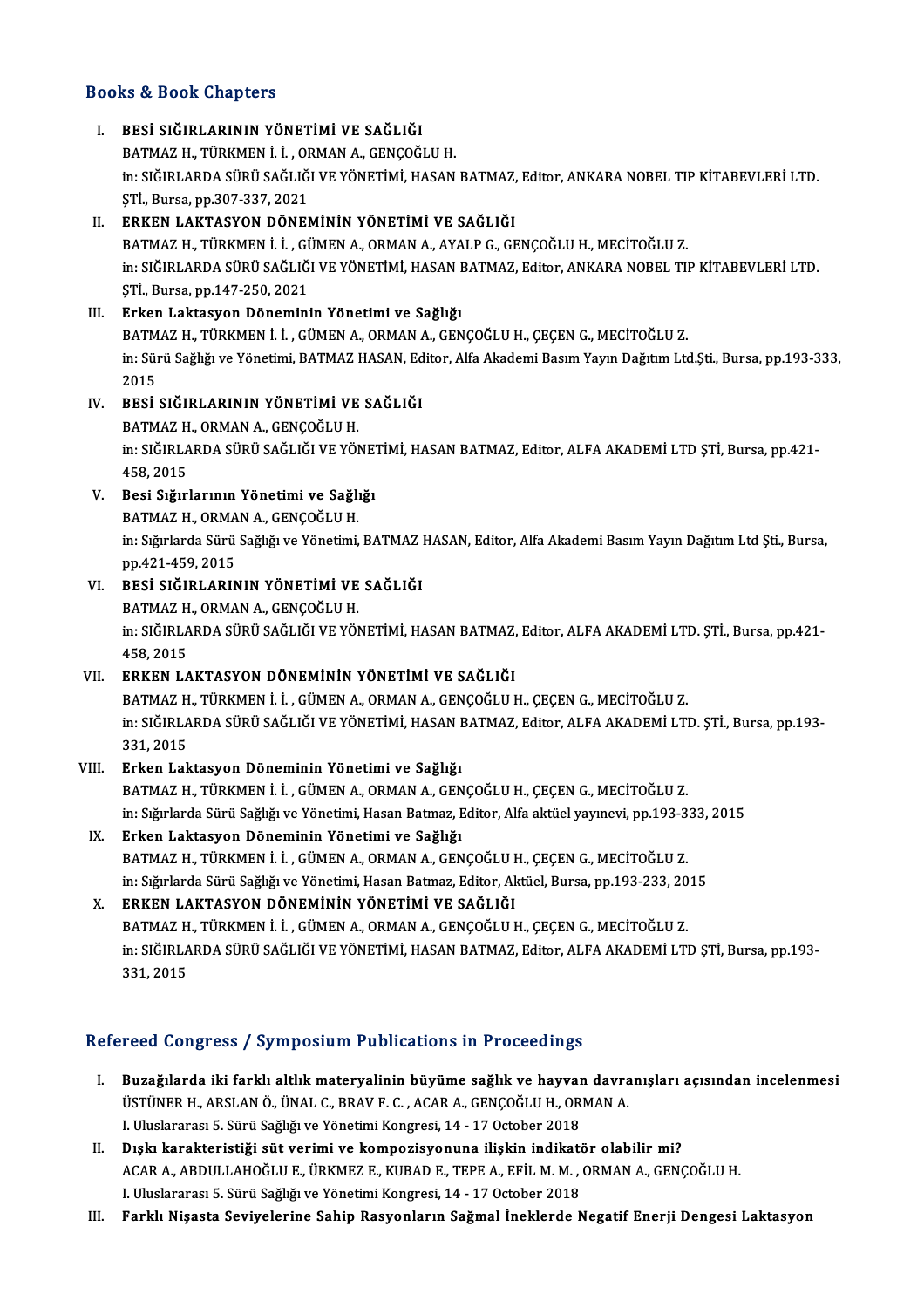## Books & Book Chapters

I. **BESİ SIĞIRLARININ YÖNETİMİ VE SAĞLIĞI**
BATMAZ H., TÜRKMEN İ. İ. , ORMAN A., GENÇOĞLU H.
in: SIĞIRLARDA SÜRÜ SAĞLIĞI VE YÖNETİMİ, HASAN BATMAZ, Editor, ANKARA NOBEL TIP KİTABEVLERİ LTD. ŞTİ., Bursa, pp.307-337, 2021

II. **ERKEN LAKTASYON DÖNEMİNİN YÖNETİMİ VE SAĞLIĞI**
BATMAZ H., TÜRKMEN İ. İ. , GÜMEN A., ORMAN A., AYALP G., GENÇOĞLU H., MECİTOĞLU Z.
in: SIĞIRLARDA SÜRÜ SAĞLIĞI VE YÖNETİMİ, HASAN BATMAZ, Editor, ANKARA NOBEL TIP KİTABEVLERİ LTD. ŞTİ., Bursa, pp.147-250, 2021

III. **Erken Laktasyon Döneminin Yönetimi ve Sağlığı**
BATMAZ H., TÜRKMEN İ. İ. , GÜMEN A., ORMAN A., GENÇOĞLU H., ÇEÇEN G., MECİTOĞLU Z.
in: Sürü Sağlığı ve Yönetimi, BATMAZ HASAN, Editor, Alfa Akademi Basım Yayın Dağıtım Ltd.Şti., Bursa, pp.193-333, 2015

IV. **BESİ SIĞIRLARININ YÖNETİMİ VE SAĞLIĞI**
BATMAZ H., ORMAN A., GENÇOĞLU H.
in: SIĞIRLARDA SÜRÜ SAĞLIĞI VE YÖNETİMİ, HASAN BATMAZ, Editor, ALFA AKADEMİ LTD ŞTİ, Bursa, pp.421-458, 2015

V. **Besi Sığırlarının Yönetimi ve Sağlığı**
BATMAZ H., ORMAN A., GENÇOĞLU H.
in: Sığırlarda Sürü Sağlığı ve Yönetimi, BATMAZ HASAN, Editor, Alfa Akademi Basım Yayın Dağıtım Ltd Şti., Bursa, pp.421-459, 2015

VI. **BESİ SIĞIRLARININ YÖNETİMİ VE SAĞLIĞI**
BATMAZ H., ORMAN A., GENÇOĞLU H.
in: SIĞIRLARDA SÜRÜ SAĞLIĞI VE YÖNETİMİ, HASAN BATMAZ, Editor, ALFA AKADEMİ LTD. ŞTİ., Bursa, pp.421-458, 2015

VII. **ERKEN LAKTASYON DÖNEMİNİN YÖNETİMİ VE SAĞLIĞI**
BATMAZ H., TÜRKMEN İ. İ. , GÜMEN A., ORMAN A., GENÇOĞLU H., ÇEÇEN G., MECİTOĞLU Z.
in: SIĞIRLARDA SÜRÜ SAĞLIĞI VE YÖNETİMİ, HASAN BATMAZ, Editor, ALFA AKADEMİ LTD. ŞTİ., Bursa, pp.193-331, 2015

VIII. **Erken Laktasyon Döneminin Yönetimi ve Sağlığı**
BATMAZ H., TÜRKMEN İ. İ. , GÜMEN A., ORMAN A., GENÇOĞLU H., ÇEÇEN G., MECİTOĞLU Z.
in: Sığırlarda Sürü Sağlığı ve Yönetimi, Hasan Batmaz, Editor, Alfa aktüel yayınevi, pp.193-333, 2015

IX. **Erken Laktasyon Döneminin Yönetimi ve Sağlığı**
BATMAZ H., TÜRKMEN İ. İ. , GÜMEN A., ORMAN A., GENÇOĞLU H., ÇEÇEN G., MECİTOĞLU Z.
in: Sığırlarda Sürü Sağlığı ve Yönetimi, Hasan Batmaz, Editor, Aktüel, Bursa, pp.193-233, 2015

X. **ERKEN LAKTASYON DÖNEMİNİN YÖNETİMİ VE SAĞLIĞI**
BATMAZ H., TÜRKMEN İ. İ. , GÜMEN A., ORMAN A., GENÇOĞLU H., ÇEÇEN G., MECİTOĞLU Z.
in: SIĞIRLARDA SÜRÜ SAĞLIĞI VE YÖNETİMİ, HASAN BATMAZ, Editor, ALFA AKADEMİ LTD ŞTİ, Bursa, pp.193-331, 2015

## Refereed Congress / Symposium Publications in Proceedings

I. **Buzağılarda iki farklı altlık materyalinin büyüme sağlık ve hayvan davranışları açısından incelenmesi**
ÜSTÜNER H., ARSLAN Ö., ÜNAL C., BRAV F. C. , ACAR A., GENÇOĞLU H., ORMAN A.
I. Uluslararası 5. Sürü Sağlığı ve Yönetimi Kongresi, 14 - 17 October 2018

II. **Dışkı karakteristiği süt verimi ve kompozisyonuna ilişkin indikatör olabilir mi?**
ACAR A., ABDULLAHOĞLU E., ÜRKMEZ E., KUBAD E., TEPE A., EFİL M. M. , ORMAN A., GENÇOĞLU H.
I. Uluslararası 5. Sürü Sağlığı ve Yönetimi Kongresi, 14 - 17 October 2018

III. **Farklı Nişasta Seviyelerine Sahip Rasyonların Sağmal İneklerde Negatif Enerji Dengesi Laktasyon**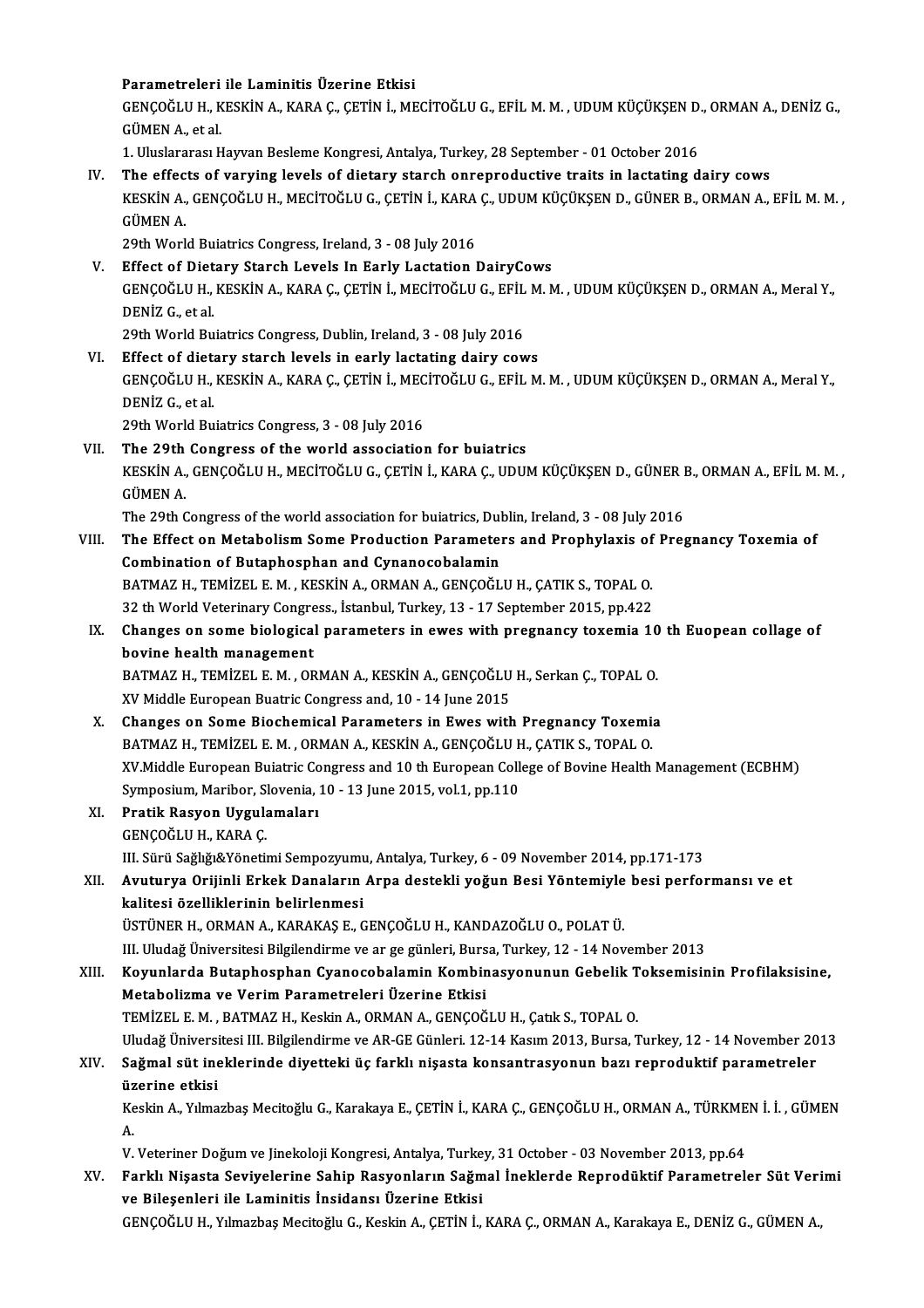**Parametreleri ile Laminitis Üzerine Etkisi**
GENÇOĞLU H., KESKİN A., KARA Ç., ÇETİN İ., MECİTOĞLU G., EFİL M. M. , UDUM KÜÇÜKŞEN D., ORMAN A., DENİZ G., GÜMEN A., et al.
1. Uluslararası Hayvan Besleme Kongresi, Antalya, Turkey, 28 September - 01 October 2016

IV. **The effects of varying levels of dietary starch onreproductive traits in lactating dairy cows**
KESKİN A., GENÇOĞLU H., MECİTOĞLU G., ÇETİN İ., KARA Ç., UDUM KÜÇÜKŞEN D., GÜNER B., ORMAN A., EFİL M. M. , GÜMEN A.
29th World Buiatrics Congress, Ireland, 3 - 08 July 2016

V. **Effect of Dietary Starch Levels In Early Lactation DairyCows**
GENÇOĞLU H., KESKİN A., KARA Ç., ÇETİN İ., MECİTOĞLU G., EFİL M. M. , UDUM KÜÇÜKŞEN D., ORMAN A., Meral Y., DENİZ G., et al.
29th World Buiatrics Congress, Dublin, Ireland, 3 - 08 July 2016

VI. **Effect of dietary starch levels in early lactating dairy cows**
GENÇOĞLU H., KESKİN A., KARA Ç., ÇETİN İ., MECİTOĞLU G., EFİL M. M. , UDUM KÜÇÜKŞEN D., ORMAN A., Meral Y., DENİZ G., et al.
29th World Buiatrics Congress, 3 - 08 July 2016

VII. **The 29th Congress of the world association for buiatrics**
KESKİN A., GENÇOĞLU H., MECİTOĞLU G., ÇETİN İ., KARA Ç., UDUM KÜÇÜKŞEN D., GÜNER B., ORMAN A., EFİL M. M. , GÜMEN A.
The 29th Congress of the world association for buiatrics, Dublin, Ireland, 3 - 08 July 2016

VIII. **The Effect on Metabolism Some Production Parameters and Prophylaxis of Pregnancy Toxemia of Combination of Butaphosphan and Cynanocobalamin**
BATMAZ H., TEMİZEL E. M. , KESKİN A., ORMAN A., GENÇOĞLU H., ÇATIK S., TOPAL O.
32 th World Veterinary Congress., İstanbul, Turkey, 13 - 17 September 2015, pp.422

IX. **Changes on some biological parameters in ewes with pregnancy toxemia 10 th Euopean collage of bovine health management**
BATMAZ H., TEMİZEL E. M. , ORMAN A., KESKİN A., GENÇOĞLU H., Serkan Ç., TOPAL O.
XV Middle European Buatric Congress and, 10 - 14 June 2015

X. **Changes on Some Biochemical Parameters in Ewes with Pregnancy Toxemia**
BATMAZ H., TEMİZEL E. M. , ORMAN A., KESKİN A., GENÇOĞLU H., ÇATIK S., TOPAL O.
XV.Middle European Buiatric Congress and 10 th European College of Bovine Health Management (ECBHM) Symposium, Maribor, Slovenia, 10 - 13 June 2015, vol.1, pp.110

XI. **Pratik Rasyon Uygulamaları**
GENÇOĞLU H., KARA Ç.
III. Sürü Sağlığı&Yönetimi Sempozyumu, Antalya, Turkey, 6 - 09 November 2014, pp.171-173

XII. **Avuturya Orijinli Erkek Danaların Arpa destekli yoğun Besi Yöntemiyle besi performansı ve et kalitesi özelliklerinin belirlenmesi**
ÜSTÜNER H., ORMAN A., KARAKAŞ E., GENÇOĞLU H., KANDAZOĞLU O., POLAT Ü.
III. Uludağ Üniversitesi Bilgilendirme ve ar ge günleri, Bursa, Turkey, 12 - 14 November 2013

XIII. **Koyunlarda Butaphosphan Cyanocobalamin Kombinasyonunun Gebelik Toksemisinin Profilaksisine, Metabolizma ve Verim Parametreleri Üzerine Etkisi**
TEMİZEL E. M. , BATMAZ H., Keskin A., ORMAN A., GENÇOĞLU H., Çatık S., TOPAL O.
Uludağ Üniversitesi III. Bilgilendirme ve AR-GE Günleri. 12-14 Kasım 2013, Bursa, Turkey, 12 - 14 November 2013

XIV. **Sağmal süt ineklerinde diyetteki üç farklı nişasta konsantrasyonun bazı reproduktif parametreler üzerine etkisi**
Keskin A., Yılmazbaş Mecitoğlu G., Karakaya E., ÇETİN İ., KARA Ç., GENÇOĞLU H., ORMAN A., TÜRKMEN İ. İ. , GÜMEN A.
V. Veteriner Doğum ve Jinekoloji Kongresi, Antalya, Turkey, 31 October - 03 November 2013, pp.64

XV. **Farklı Nişasta Seviyelerine Sahip Rasyonların Sağmal İneklerde Reprodüktif Parametreler Süt Verimi ve Bileşenleri ile Laminitis İnsidansı Üzerine Etkisi**
GENÇOĞLU H., Yılmazbaş Mecitoğlu G., Keskin A., ÇETİN İ., KARA Ç., ORMAN A., Karakaya E., DENİZ G., GÜMEN A.,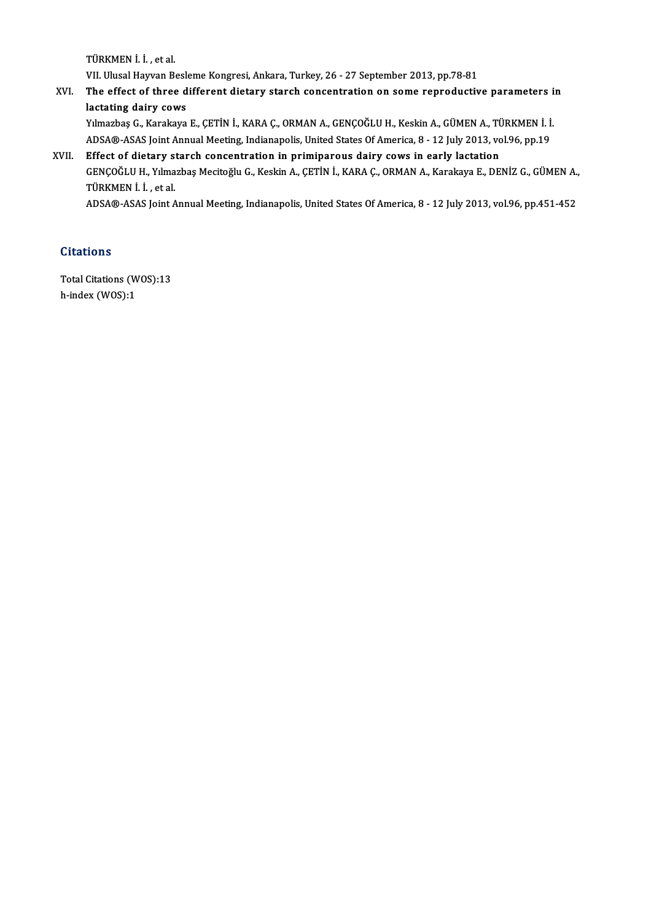TÜRKMEN İ. İ. , et al.

VII. Ulusal Hayvan Besleme Kongresi, Ankara, Turkey, 26 - 27 September 2013, pp.78-81

XVI. **The effect of three different dietary starch concentration on some reproductive parameters in lactating dairy cows**

Yılmazbaş G., Karakaya E., ÇETİN İ., KARA Ç., ORMAN A., GENÇOĞLU H., Keskin A., GÜMEN A., TÜRKMEN İ. İ.

ADSA®-ASAS Joint Annual Meeting, Indianapolis, United States Of America, 8 - 12 July 2013, vol.96, pp.19

XVII. **Effect of dietary starch concentration in primiparous dairy cows in early lactation**

GENÇOĞLU H., Yılmazbaş Mecitoğlu G., Keskin A., ÇETİN İ., KARA Ç., ORMAN A., Karakaya E., DENİZ G., GÜMEN A., TÜRKMEN İ. İ. , et al.

ADSA®-ASAS Joint Annual Meeting, Indianapolis, United States Of America, 8 - 12 July 2013, vol.96, pp.451-452

## Citations

Total Citations (WOS):13

h-index (WOS):1